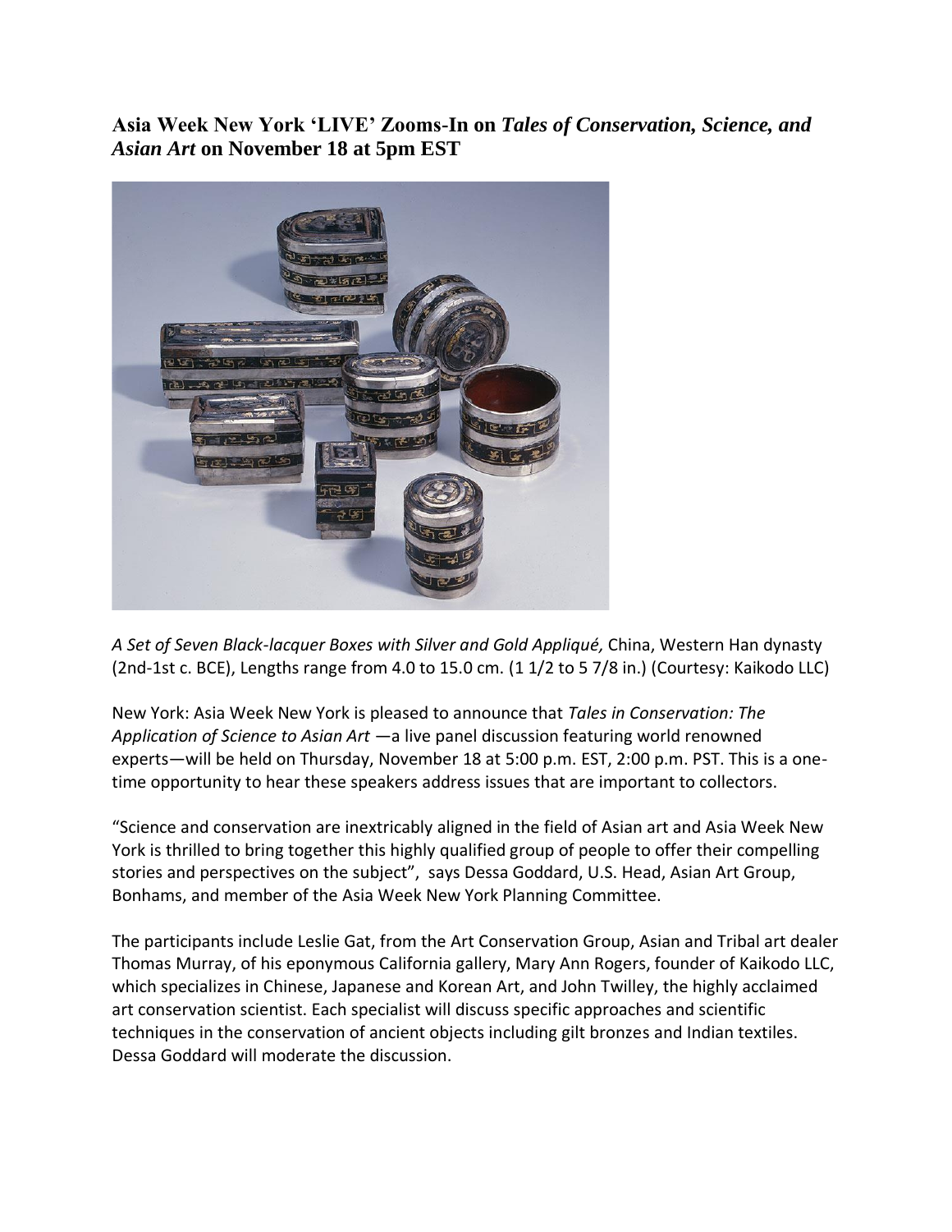# Asia Week New York 'LIVE' Zooms-In on *Tales of Conservation, Science, and Asian Art* on November 18 at 5pm EST

*A Set of Seven Black-lacquer Boxes with Silver and Gold Appliqué,* China, Western Han dynasty (2nd-1st c. BCE), Lengths range from 4.0 to 15.0 cm. (1 1/2 to 5 7/8 in.) (Courtesy: Kaikodo LLC)

New York: Asia Week New York is pleased to announce that *Tales in Conservation: The Application of Science to Asian Art* —a live panel discussion featuring world renowned experts—will be held on Thursday, November 18 at 5:00 p.m. EST, 2:00 p.m. PST. This is a one-time opportunity to hear these speakers address issues that are important to collectors.

"Science and conservation are inextricably aligned in the field of Asian art and Asia Week New York is thrilled to bring together this highly qualified group of people to offer their compelling stories and perspectives on the subject", says Dessa Goddard, U.S. Head, Asian Art Group, Bonhams, and member of the Asia Week New York Planning Committee.

The participants include Leslie Gat, from the Art Conservation Group, Asian and Tribal art dealer Thomas Murray, of his eponymous California gallery, Mary Ann Rogers, founder of Kaikodo LLC, which specializes in Chinese, Japanese and Korean Art, and John Twilley, the highly acclaimed art conservation scientist. Each specialist will discuss specific approaches and scientific techniques in the conservation of ancient objects including gilt bronzes and Indian textiles. Dessa Goddard will moderate the discussion.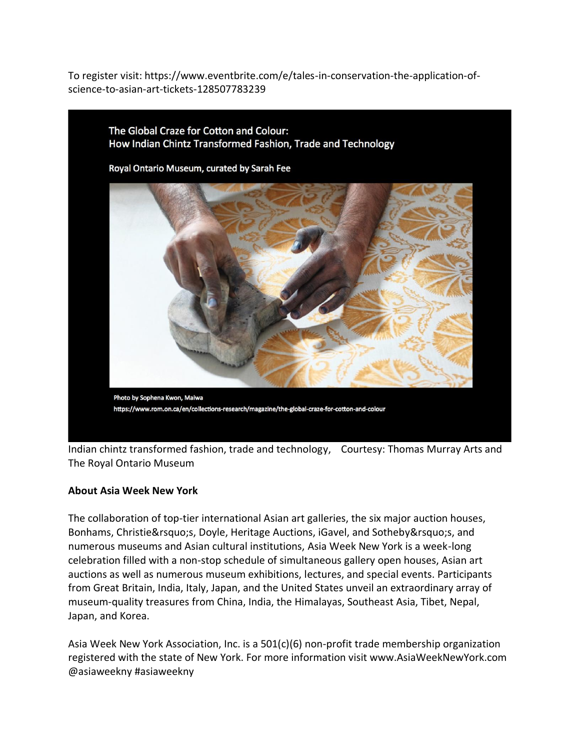To register visit: https://www.eventbrite.com/e/tales-in-conservation-the-application-of-science-to-asian-art-tickets-128507783239

The Global Craze for Cotton and Colour:
How Indian Chintz Transformed Fashion, Trade and Technology

Royal Ontario Museum, curated by Sarah Fee

Photo by Sophena Kwon, Maiwa
https://www.rom.on.ca/en/collections-research/magazine/the-global-craze-for-cotton-and-colour

Indian chintz transformed fashion, trade and technology, Courtesy: Thomas Murray Arts and The Royal Ontario Museum

**About Asia Week New York**

The collaboration of top-tier international Asian art galleries, the six major auction houses, Bonhams, Christie&rsquo;s, Doyle, Heritage Auctions, iGavel, and Sotheby&rsquo;s, and numerous museums and Asian cultural institutions, Asia Week New York is a week-long celebration filled with a non-stop schedule of simultaneous gallery open houses, Asian art auctions as well as numerous museum exhibitions, lectures, and special events. Participants from Great Britain, India, Italy, Japan, and the United States unveil an extraordinary array of museum-quality treasures from China, India, the Himalayas, Southeast Asia, Tibet, Nepal, Japan, and Korea.

Asia Week New York Association, Inc. is a 501(c)(6) non-profit trade membership organization registered with the state of New York. For more information visit www.AsiaWeekNewYork.com @asiaweekny #asiaweekny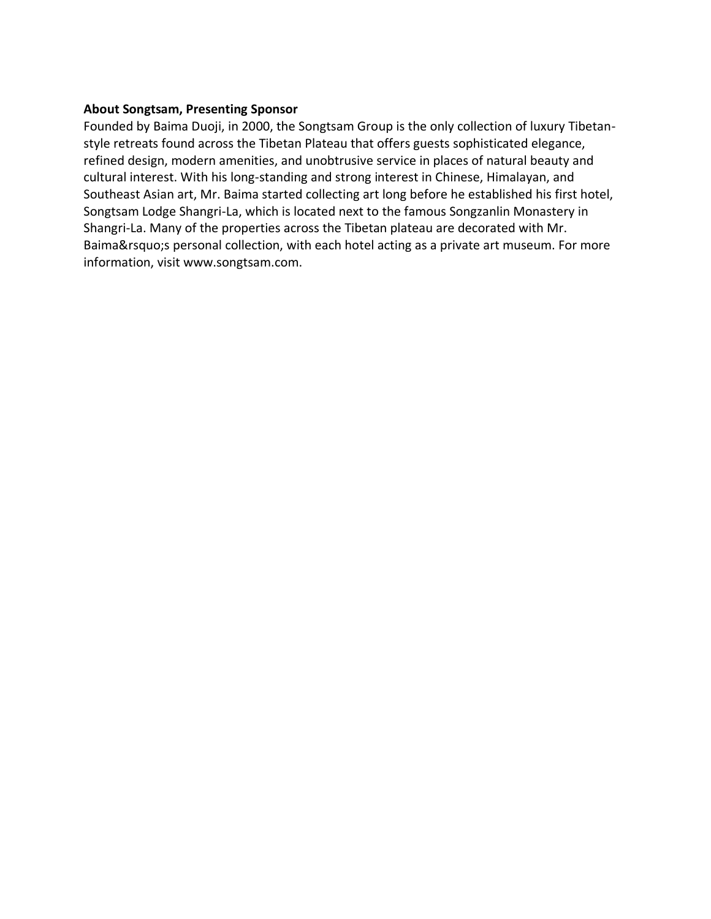**About Songtsam, Presenting Sponsor**

Founded by Baima Duoji, in 2000, the Songtsam Group is the only collection of luxury Tibetan-style retreats found across the Tibetan Plateau that offers guests sophisticated elegance, refined design, modern amenities, and unobtrusive service in places of natural beauty and cultural interest. With his long-standing and strong interest in Chinese, Himalayan, and Southeast Asian art, Mr. Baima started collecting art long before he established his first hotel, Songtsam Lodge Shangri-La, which is located next to the famous Songzanlin Monastery in Shangri-La. Many of the properties across the Tibetan plateau are decorated with Mr. Baima&rsquo;s personal collection, with each hotel acting as a private art museum. For more information, visit www.songtsam.com.